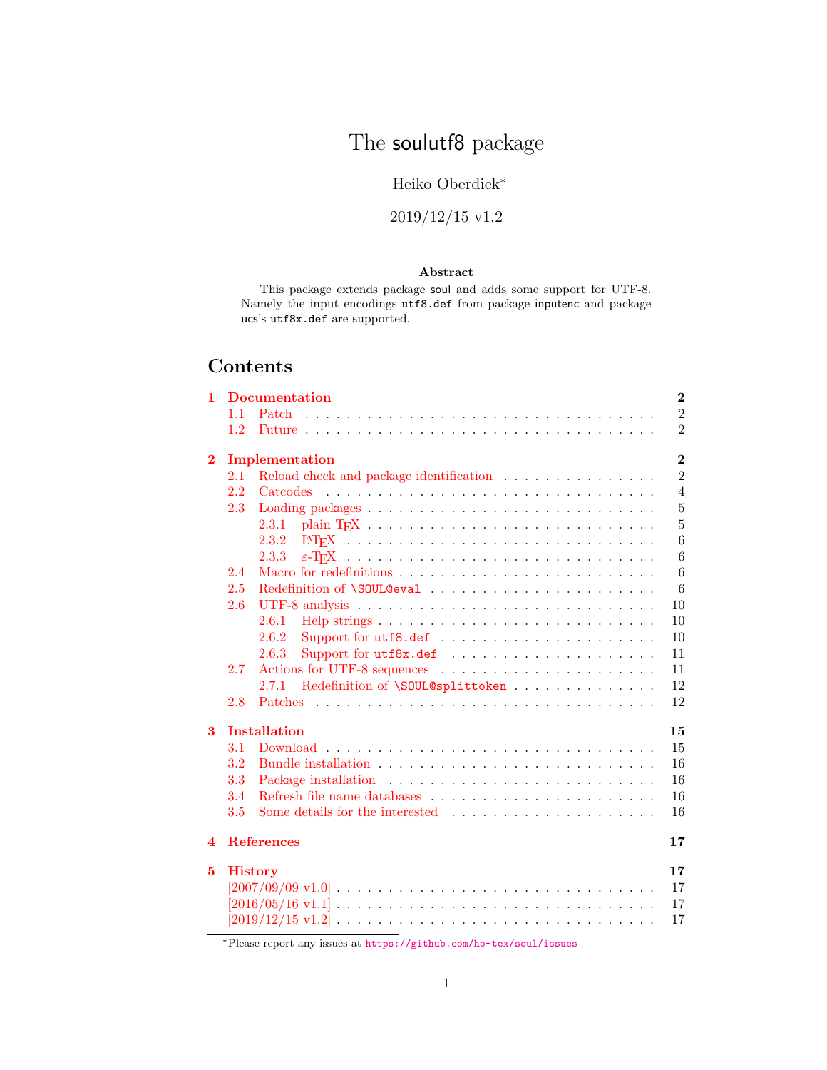# The soulutf8 package

Heiko Oberdiek[*]

2019/12/15 v1.2

## Abstract

This package extends package soul and adds some support for UTF-8. Namely the input encodings `utf8.def` from package inputenc and package ucs's `utf8x.def` are supported.

## Contents

- **1 Documentation** — **2**
  - 1.1 Patch — 2
  - 1.2 Future — 2
- **2 Implementation** — **2**
  - 2.1 Reload check and package identification — 2
  - 2.2 Catcodes — 4
  - 2.3 Loading packages — 5
    - 2.3.1 plain TeX — 5
    - 2.3.2 LaTeX — 6
    - 2.3.3 ε-TeX — 6
  - 2.4 Macro for redefinitions — 6
  - 2.5 Redefinition of `\SOUL@eval` — 6
  - 2.6 UTF-8 analysis — 10
    - 2.6.1 Help strings — 10
    - 2.6.2 Support for `utf8.def` — 10
    - 2.6.3 Support for `utf8x.def` — 11
  - 2.7 Actions for UTF-8 sequences — 11
    - 2.7.1 Redefinition of `\SOUL@splittoken` — 12
  - 2.8 Patches — 12
- **3 Installation** — **15**
  - 3.1 Download — 15
  - 3.2 Bundle installation — 16
  - 3.3 Package installation — 16
  - 3.4 Refresh file name databases — 16
  - 3.5 Some details for the interested — 16
- **4 References** — **17**
- **5 History** — **17**
  - [2007/09/09 v1.0] — 17
  - [2016/05/16 v1.1] — 17
  - [2019/12/15 v1.2] — 17

[*]Please report any issues at https://github.com/ho-tex/soul/issues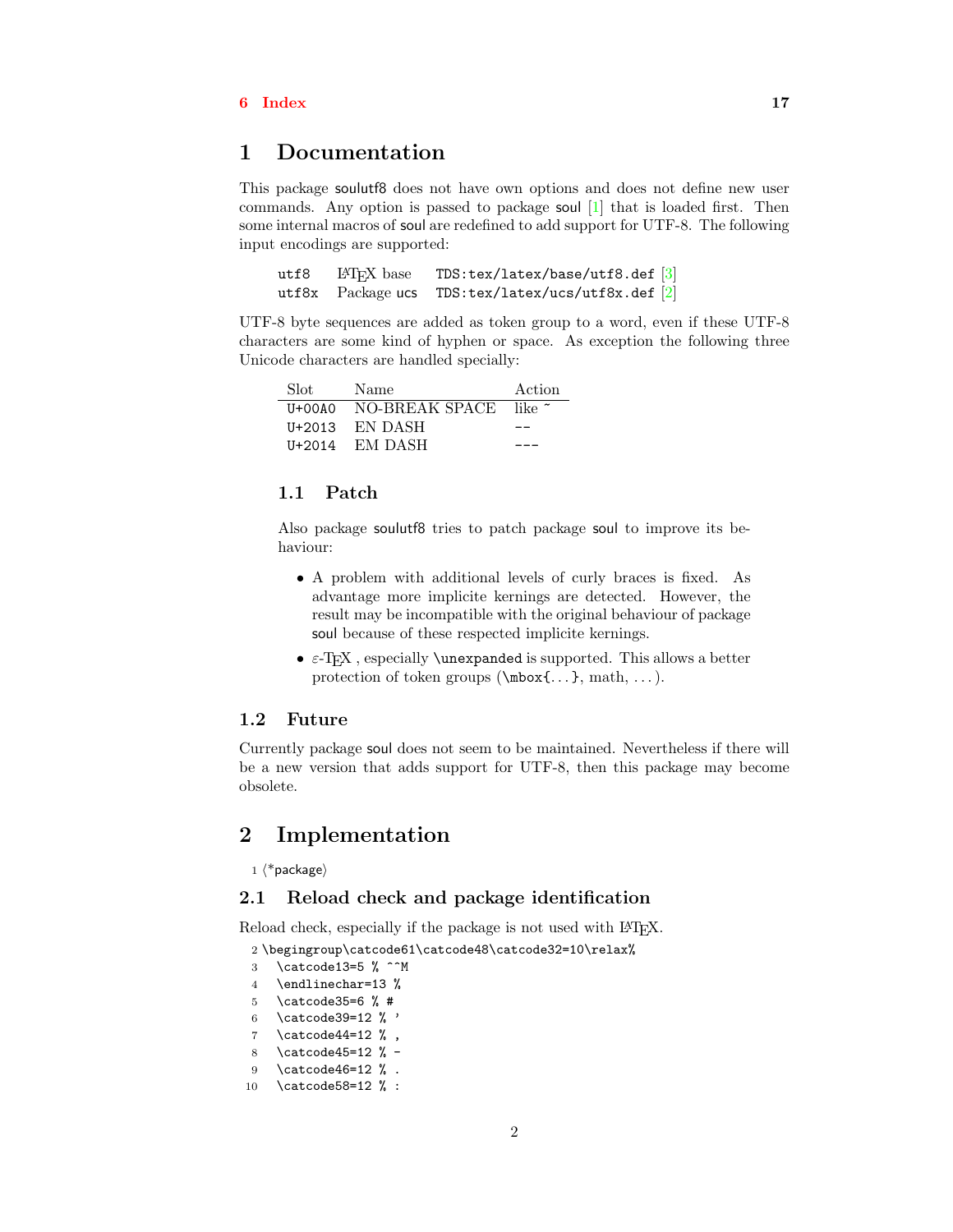# 1 Documentation

This package soulutf8 does not have own options and does not define new user commands. Any option is passed to package soul [1] that is loaded first. Then some internal macros of soul are redefined to add support for UTF-8. The following input encodings are supported:

| | | |
|---|---|---|
| utf8 | LaTeX base | TDS:tex/latex/base/utf8.def [3] |
| utf8x | Package ucs | TDS:tex/latex/ucs/utf8x.def [2] |

UTF-8 byte sequences are added as token group to a word, even if these UTF-8 characters are some kind of hyphen or space. As exception the following three Unicode characters are handled specially:

| Slot | Name | Action |
|---|---|---|
| U+00A0 | NO-BREAK SPACE | like ~ |
| U+2013 | EN DASH | -- |
| U+2014 | EM DASH | --- |

## 1.1 Patch

Also package soulutf8 tries to patch package soul to improve its behaviour:

- A problem with additional levels of curly braces is fixed. As advantage more implicite kernings are detected. However, the result may be incompatible with the original behaviour of package soul because of these respected implicite kernings.
- ε-TeX , especially `\unexpanded` is supported. This allows a better protection of token groups (`\mbox{...}`, math, ...).

## 1.2 Future

Currently package soul does not seem to be maintained. Nevertheless if there will be a new version that adds support for UTF-8, then this package may become obsolete.

# 2 Implementation

```
1 ⟨*package⟩
```

## 2.1 Reload check and package identification

Reload check, especially if the package is not used with LaTeX.

```
2 \begingroup\catcode61\catcode48\catcode32=10\relax%
3   \catcode13=5 % ^^M
4   \endlinechar=13 %
5   \catcode35=6 % #
6   \catcode39=12 % '
7   \catcode44=12 % ,
8   \catcode45=12 % -
9   \catcode46=12 % .
10  \catcode58=12 % :
```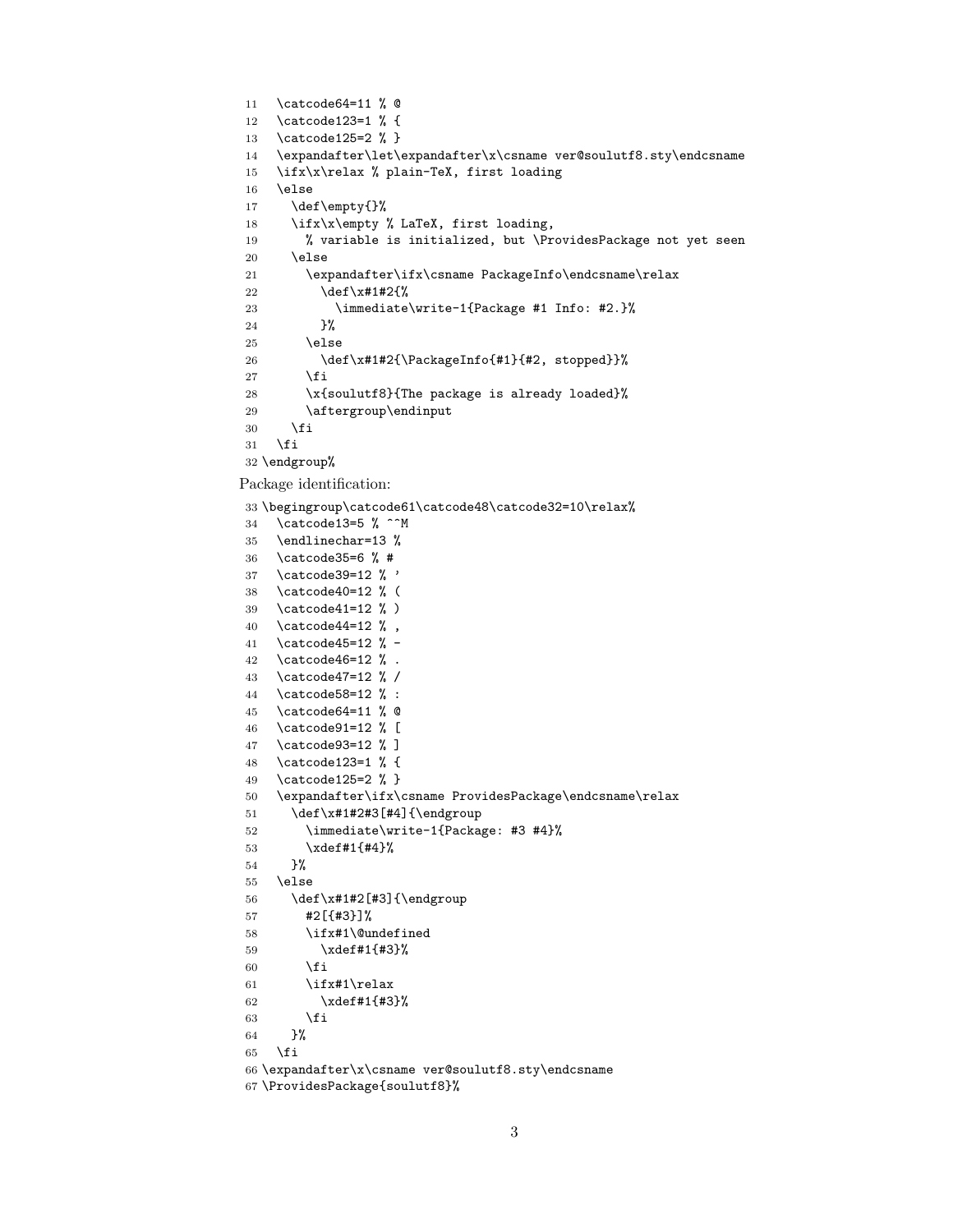```
11   \catcode64=11 % @
12   \catcode123=1 % {
13   \catcode125=2 % }
14   \expandafter\let\expandafter\x\csname ver@soulutf8.sty\endcsname
15   \ifx\x\relax % plain-TeX, first loading
16   \else
17     \def\empty{}%
18     \ifx\x\empty % LaTeX, first loading,
19       % variable is initialized, but \ProvidesPackage not yet seen
20     \else
21       \expandafter\ifx\csname PackageInfo\endcsname\relax
22         \def\x#1#2{%
23           \immediate\write-1{Package #1 Info: #2.}%
24         }%
25       \else
26         \def\x#1#2{\PackageInfo{#1}{#2, stopped}}%
27       \fi
28       \x{soulutf8}{The package is already loaded}%
29       \aftergroup\endinput
30     \fi
31   \fi
32 \endgroup%
```

Package identification:

```
33 \begingroup\catcode61\catcode48\catcode32=10\relax%
34   \catcode13=5 % ^^M
35   \endlinechar=13 %
36   \catcode35=6 % #
37   \catcode39=12 % '
38   \catcode40=12 % (
39   \catcode41=12 % )
40   \catcode44=12 % ,
41   \catcode45=12 % -
42   \catcode46=12 % .
43   \catcode47=12 % /
44   \catcode58=12 % :
45   \catcode64=11 % @
46   \catcode91=12 % [
47   \catcode93=12 % ]
48   \catcode123=1 % {
49   \catcode125=2 % }
50   \expandafter\ifx\csname ProvidesPackage\endcsname\relax
51     \def\x#1#2#3[#4]{\endgroup
52       \immediate\write-1{Package: #3 #4}%
53       \xdef#1{#4}%
54     }%
55   \else
56     \def\x#1#2[#3]{\endgroup
57       #2[{#3}]%
58       \ifx#1\@undefined
59         \xdef#1{#3}%
60       \fi
61       \ifx#1\relax
62         \xdef#1{#3}%
63       \fi
64     }%
65   \fi
66 \expandafter\x\csname ver@soulutf8.sty\endcsname
67 \ProvidesPackage{soulutf8}%
```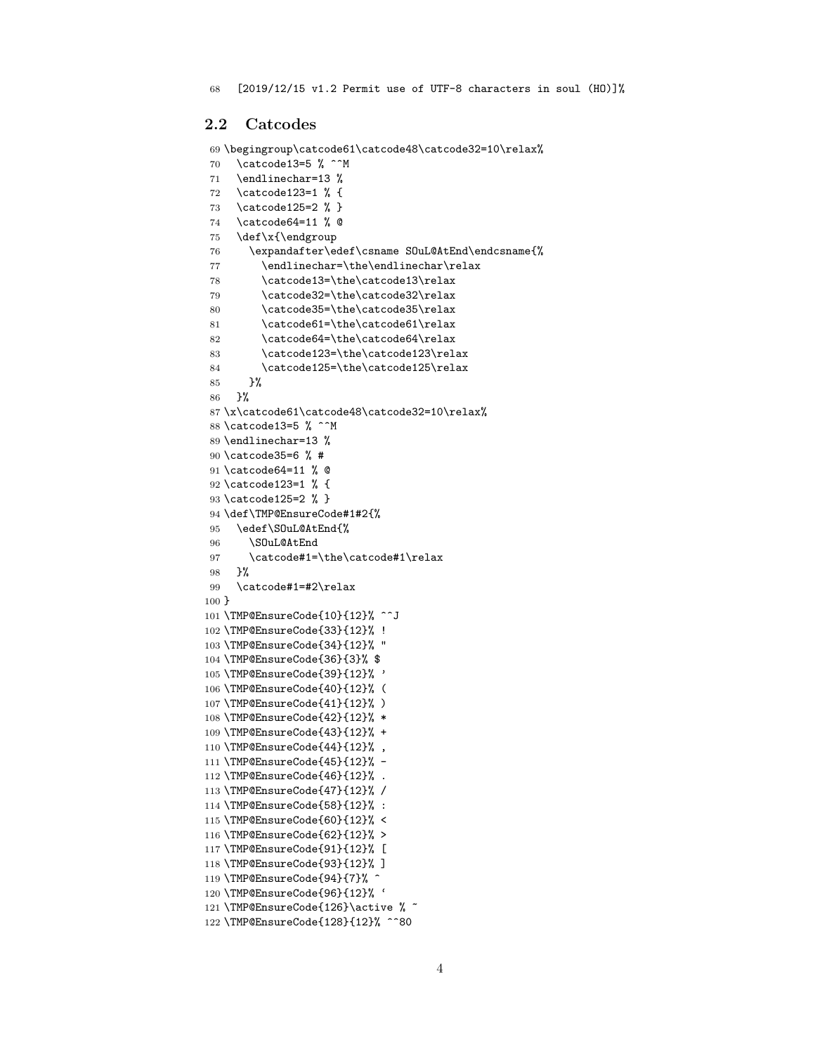```
68 [2019/12/15 v1.2 Permit use of UTF-8 characters in soul (HO)]%
```

## 2.2 Catcodes

```
69 \begingroup\catcode61\catcode48\catcode32=10\relax%
70   \catcode13=5 % ^^M
71   \endlinechar=13 %
72   \catcode123=1 % {
73   \catcode125=2 % }
74   \catcode64=11 % @
75   \def\x{\endgroup
76     \expandafter\edef\csname SOuL@AtEnd\endcsname{%
77       \endlinechar=\the\endlinechar\relax
78       \catcode13=\the\catcode13\relax
79       \catcode32=\the\catcode32\relax
80       \catcode35=\the\catcode35\relax
81       \catcode61=\the\catcode61\relax
82       \catcode64=\the\catcode64\relax
83       \catcode123=\the\catcode123\relax
84       \catcode125=\the\catcode125\relax
85     }%
86   }%
87 \x\catcode61\catcode48\catcode32=10\relax%
88 \catcode13=5 % ^^M
89 \endlinechar=13 %
90 \catcode35=6 % #
91 \catcode64=11 % @
92 \catcode123=1 % {
93 \catcode125=2 % }
94 \def\TMP@EnsureCode#1#2{%
95   \edef\SOuL@AtEnd{%
96     \SOuL@AtEnd
97     \catcode#1=\the\catcode#1\relax
98   }%
99   \catcode#1=#2\relax
100 }
101 \TMP@EnsureCode{10}{12}% ^^J
102 \TMP@EnsureCode{33}{12}% !
103 \TMP@EnsureCode{34}{12}% "
104 \TMP@EnsureCode{36}{3}% $
105 \TMP@EnsureCode{39}{12}% '
106 \TMP@EnsureCode{40}{12}% (
107 \TMP@EnsureCode{41}{12}% )
108 \TMP@EnsureCode{42}{12}% *
109 \TMP@EnsureCode{43}{12}% +
110 \TMP@EnsureCode{44}{12}% ,
111 \TMP@EnsureCode{45}{12}% -
112 \TMP@EnsureCode{46}{12}% .
113 \TMP@EnsureCode{47}{12}% /
114 \TMP@EnsureCode{58}{12}% :
115 \TMP@EnsureCode{60}{12}% <
116 \TMP@EnsureCode{62}{12}% >
117 \TMP@EnsureCode{91}{12}% [
118 \TMP@EnsureCode{93}{12}% ]
119 \TMP@EnsureCode{94}{7}% ^
120 \TMP@EnsureCode{96}{12}% `
121 \TMP@EnsureCode{126}\active % ~
122 \TMP@EnsureCode{128}{12}% ^^80
```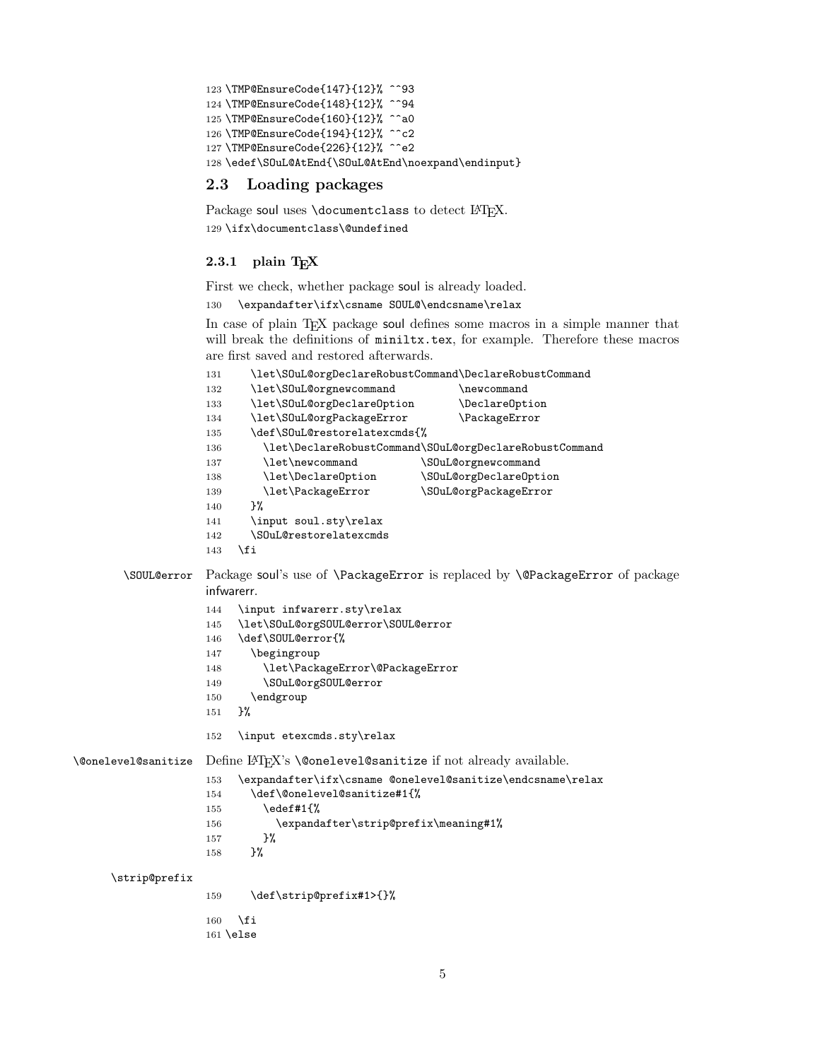```
123 \TMP@EnsureCode{147}{12}% ^^93
124 \TMP@EnsureCode{148}{12}% ^^94
125 \TMP@EnsureCode{160}{12}% ^^a0
126 \TMP@EnsureCode{194}{12}% ^^c2
127 \TMP@EnsureCode{226}{12}% ^^e2
128 \edef\SOuL@AtEnd{\SOuL@AtEnd\noexpand\endinput}
```

## 2.3 Loading packages

Package soul uses `\documentclass` to detect LaTeX.

```
129 \ifx\documentclass\@undefined
```

### 2.3.1 plain TeX

First we check, whether package soul is already loaded.

```
130   \expandafter\ifx\csname SOUL@\endcsname\relax
```

In case of plain TeX package soul defines some macros in a simple manner that will break the definitions of `miniltx.tex`, for example. Therefore these macros are first saved and restored afterwards.

```
131     \let\SOuL@orgDeclareRobustCommand\DeclareRobustCommand
132     \let\SOuL@orgnewcommand          \newcommand
133     \let\SOuL@orgDeclareOption       \DeclareOption
134     \let\SOuL@orgPackageError        \PackageError
135     \def\SOuL@restorelatexcmds{%
136       \let\DeclareRobustCommand\SOuL@orgDeclareRobustCommand
137       \let\newcommand          \SOuL@orgnewcommand
138       \let\DeclareOption       \SOuL@orgDeclareOption
139       \let\PackageError        \SOuL@orgPackageError
140     }%
141     \input soul.sty\relax
142     \SOuL@restorelatexcmds
143   \fi
```

`\SOUL@error` Package soul's use of `\PackageError` is replaced by `\@PackageError` of package infwarerr.

```
144   \input infwarerr.sty\relax
145   \let\SOuL@orgSOUL@error\SOUL@error
146   \def\SOUL@error{%
147     \begingroup
148       \let\PackageError\@PackageError
149       \SOuL@orgSOUL@error
150     \endgroup
151   }%
152   \input etexcmds.sty\relax
```

`\@onelevel@sanitize` Define LaTeX's `\@onelevel@sanitize` if not already available.

```
153   \expandafter\ifx\csname @onelevel@sanitize\endcsname\relax
154     \def\@onelevel@sanitize#1{%
155       \edef#1{%
156         \expandafter\strip@prefix\meaning#1%
157       }%
158     }%
```

`\strip@prefix`

```
159     \def\strip@prefix#1>{}%
160   \fi
161 \else
```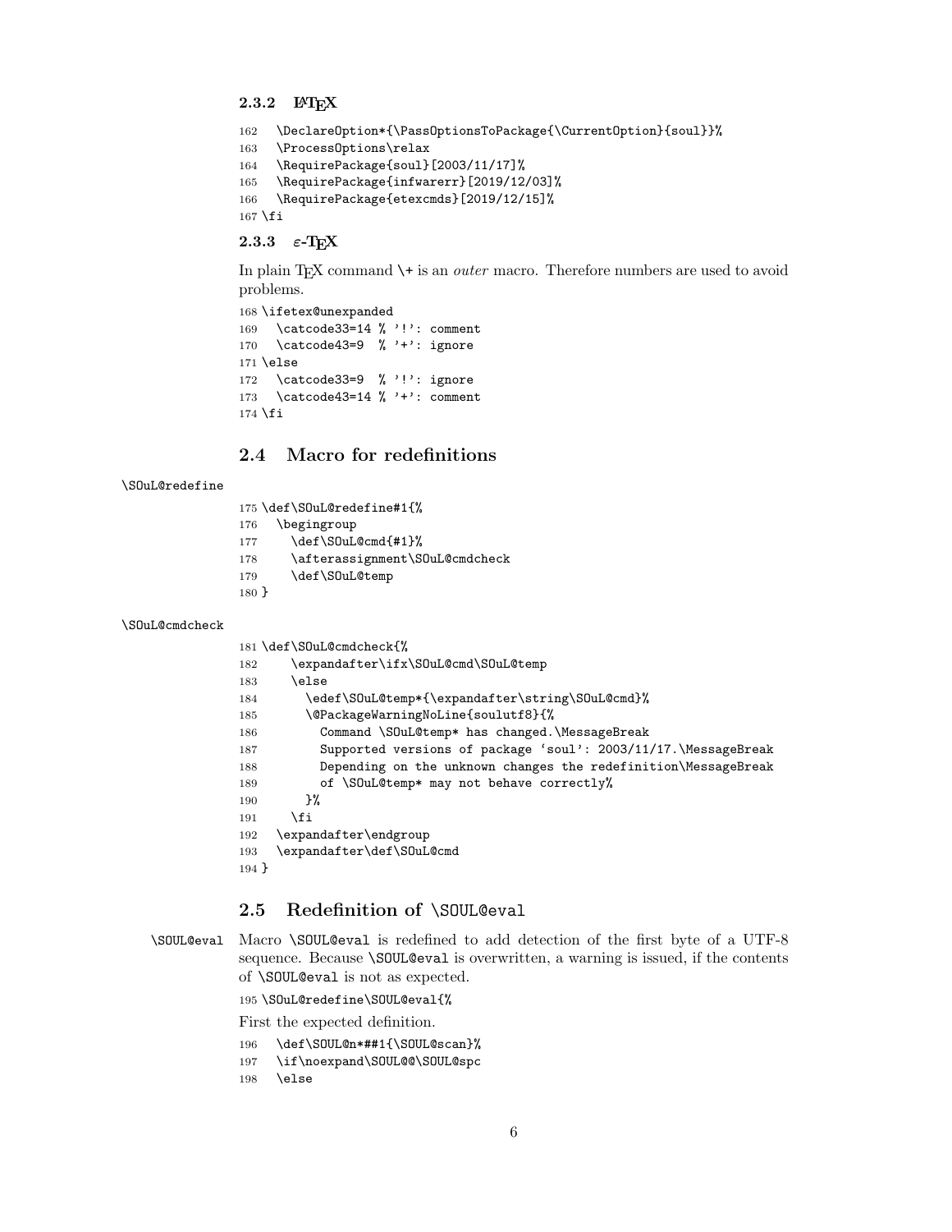### 2.3.2 LaTeX

```
162   \DeclareOption*{\PassOptionsToPackage{\CurrentOption}{soul}}%
163   \ProcessOptions\relax
164   \RequirePackage{soul}[2003/11/17]%
165   \RequirePackage{infwarerr}[2019/12/03]%
166   \RequirePackage{etexcmds}[2019/12/15]%
167 \fi
```

### 2.3.3 ε-TeX

In plain TeX command `\+` is an *outer* macro. Therefore numbers are used to avoid problems.

```
168 \ifetex@unexpanded
169   \catcode33=14 % '!': comment
170   \catcode43=9  % '+': ignore
171 \else
172   \catcode33=9  % '!': ignore
173   \catcode43=14 % '+': comment
174 \fi
```

## 2.4 Macro for redefinitions

`\SOuL@redefine`

```
175 \def\SOuL@redefine#1{%
176   \begingroup
177     \def\SOuL@cmd{#1}%
178     \afterassignment\SOuL@cmdcheck
179     \def\SOuL@temp
180 }
```

`\SOuL@cmdcheck`

```
181 \def\SOuL@cmdcheck{%
182     \expandafter\ifx\SOuL@cmd\SOuL@temp
183     \else
184       \edef\SOuL@temp*{\expandafter\string\SOuL@cmd}%
185       \@PackageWarningNoLine{soulutf8}{%
186         Command \SOuL@temp* has changed.\MessageBreak
187         Supported versions of package `soul': 2003/11/17.\MessageBreak
188         Depending on the unknown changes the redefinition\MessageBreak
189         of \SOuL@temp* may not behave correctly%
190       }%
191     \fi
192   \expandafter\endgroup
193   \expandafter\def\SOuL@cmd
194 }
```

## 2.5 Redefinition of `\SOUL@eval`

`\SOUL@eval` Macro `\SOUL@eval` is redefined to add detection of the first byte of a UTF-8 sequence. Because `\SOUL@eval` is overwritten, a warning is issued, if the contents of `\SOUL@eval` is not as expected.

```
195 \SOuL@redefine\SOUL@eval{%
```

First the expected definition.

```
196   \def\SOUL@n*##1{\SOUL@scan}%
197   \if\noexpand\SOUL@@\SOUL@spc
198   \else
```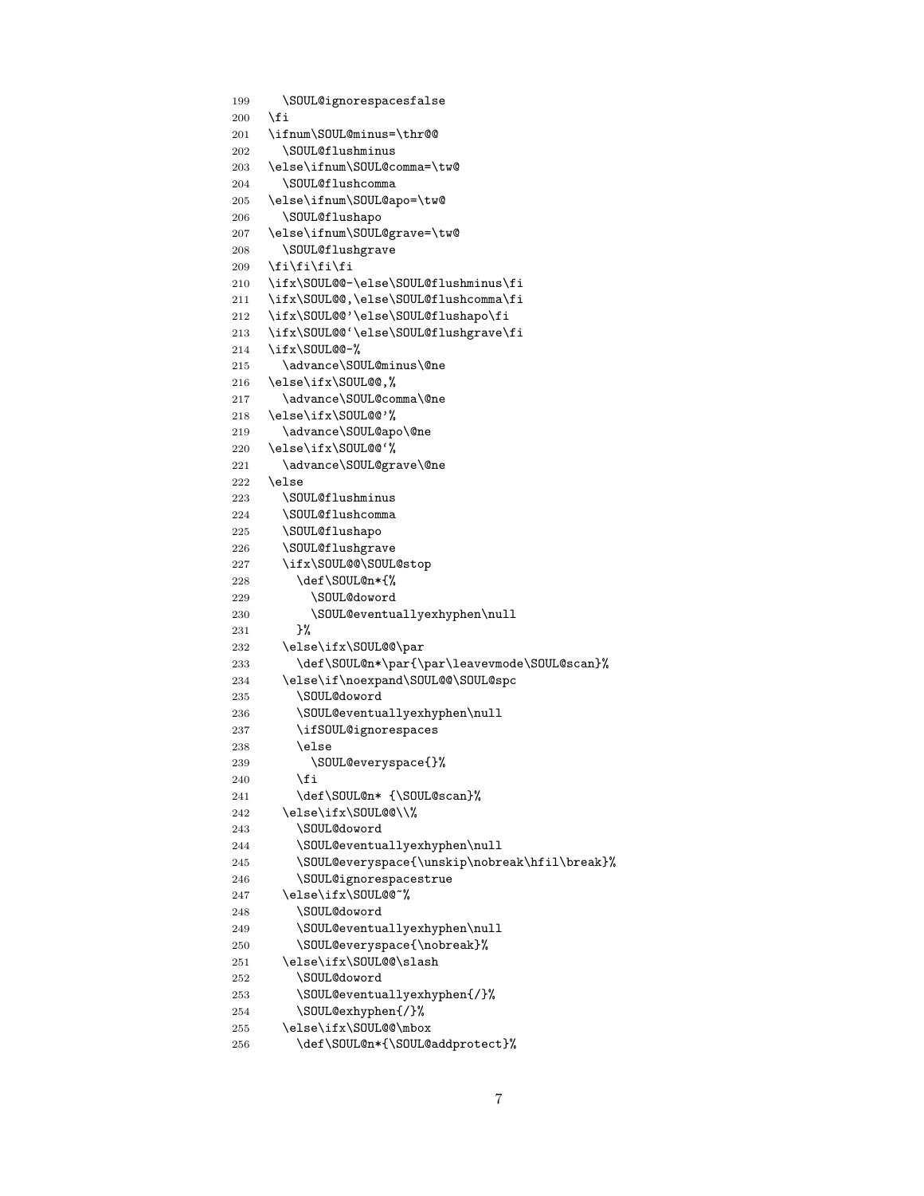```
199     \SOUL@ignorespacesfalse
200   \fi
201   \ifnum\SOUL@minus=\thr@@
202     \SOUL@flushminus
203   \else\ifnum\SOUL@comma=\tw@
204     \SOUL@flushcomma
205   \else\ifnum\SOUL@apo=\tw@
206     \SOUL@flushapo
207   \else\ifnum\SOUL@grave=\tw@
208     \SOUL@flushgrave
209   \fi\fi\fi\fi
210   \ifx\SOUL@@-\else\SOUL@flushminus\fi
211   \ifx\SOUL@@,\else\SOUL@flushcomma\fi
212   \ifx\SOUL@@'\else\SOUL@flushapo\fi
213   \ifx\SOUL@@`\else\SOUL@flushgrave\fi
214   \ifx\SOUL@@-%
215     \advance\SOUL@minus\@ne
216   \else\ifx\SOUL@@,%
217     \advance\SOUL@comma\@ne
218   \else\ifx\SOUL@@'%
219     \advance\SOUL@apo\@ne
220   \else\ifx\SOUL@@`%
221     \advance\SOUL@grave\@ne
222   \else
223     \SOUL@flushminus
224     \SOUL@flushcomma
225     \SOUL@flushapo
226     \SOUL@flushgrave
227     \ifx\SOUL@@\SOUL@stop
228       \def\SOUL@n*{%
229         \SOUL@doword
230         \SOUL@eventuallyexhyphen\null
231       }%
232     \else\ifx\SOUL@@\par
233       \def\SOUL@n*\par{\par\leavevmode\SOUL@scan}%
234     \else\if\noexpand\SOUL@@\SOUL@spc
235       \SOUL@doword
236       \SOUL@eventuallyexhyphen\null
237       \ifSOUL@ignorespaces
238       \else
239         \SOUL@everyspace{}%
240       \fi
241       \def\SOUL@n* {\SOUL@scan}%
242     \else\ifx\SOUL@@\\%
243       \SOUL@doword
244       \SOUL@eventuallyexhyphen\null
245       \SOUL@everyspace{\unskip\nobreak\hfil\break}%
246       \SOUL@ignorespacestrue
247     \else\ifx\SOUL@@~%
248       \SOUL@doword
249       \SOUL@eventuallyexhyphen\null
250       \SOUL@everyspace{\nobreak}%
251     \else\ifx\SOUL@@\slash
252       \SOUL@doword
253       \SOUL@eventuallyexhyphen{/}%
254       \SOUL@exhyphen{/}%
255     \else\ifx\SOUL@@\mbox
256       \def\SOUL@n*{\SOUL@addprotect}%
```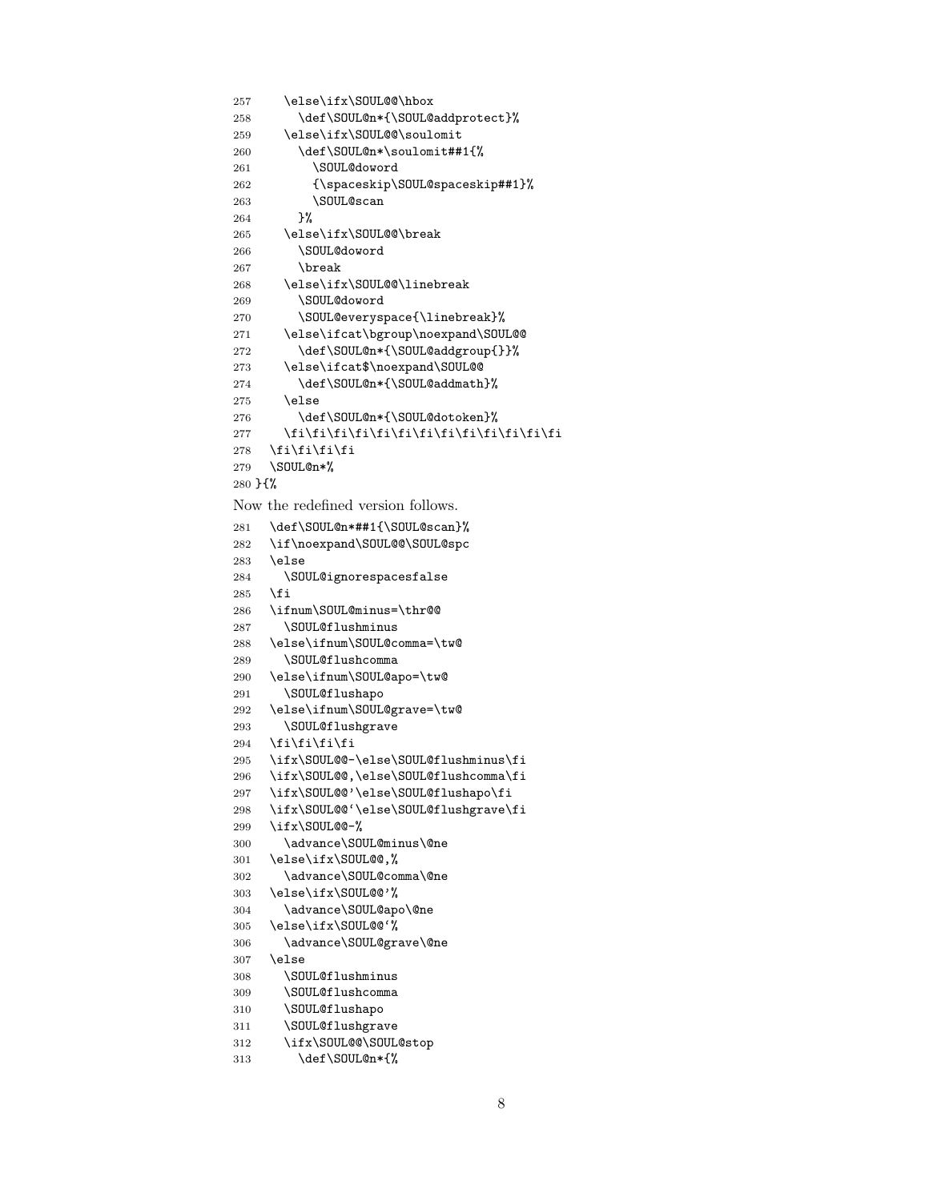```
257     \else\ifx\SOUL@@\hbox
258       \def\SOUL@n*{\SOUL@addprotect}%
259     \else\ifx\SOUL@@\soulomit
260       \def\SOUL@n*\soulomit##1{%
261         \SOUL@doword
262         {\spaceskip\SOUL@spaceskip##1}%
263         \SOUL@scan
264       }%
265     \else\ifx\SOUL@@\break
266       \SOUL@doword
267       \break
268     \else\ifx\SOUL@@\linebreak
269       \SOUL@doword
270       \SOUL@everyspace{\linebreak}%
271     \else\ifcat\bgroup\noexpand\SOUL@@
272       \def\SOUL@n*{\SOUL@addgroup{}}%
273     \else\ifcat$\noexpand\SOUL@@
274       \def\SOUL@n*{\SOUL@addmath}%
275     \else
276       \def\SOUL@n*{\SOUL@dotoken}%
277     \fi\fi\fi\fi\fi\fi\fi\fi\fi\fi\fi\fi\fi
278   \fi\fi\fi\fi
279   \SOUL@n*%
280 }{%
```

Now the redefined version follows.

```
281   \def\SOUL@n*##1{\SOUL@scan}%
282   \if\noexpand\SOUL@@\SOUL@spc
283   \else
284     \SOUL@ignorespacesfalse
285   \fi
286   \ifnum\SOUL@minus=\thr@@
287     \SOUL@flushminus
288   \else\ifnum\SOUL@comma=\tw@
289     \SOUL@flushcomma
290   \else\ifnum\SOUL@apo=\tw@
291     \SOUL@flushapo
292   \else\ifnum\SOUL@grave=\tw@
293     \SOUL@flushgrave
294   \fi\fi\fi\fi
295   \ifx\SOUL@@-\else\SOUL@flushminus\fi
296   \ifx\SOUL@@,\else\SOUL@flushcomma\fi
297   \ifx\SOUL@@'\else\SOUL@flushapo\fi
298   \ifx\SOUL@@`\else\SOUL@flushgrave\fi
299   \ifx\SOUL@@-%
300     \advance\SOUL@minus\@ne
301   \else\ifx\SOUL@@,%
302     \advance\SOUL@comma\@ne
303   \else\ifx\SOUL@@'%
304     \advance\SOUL@apo\@ne
305   \else\ifx\SOUL@@`%
306     \advance\SOUL@grave\@ne
307   \else
308     \SOUL@flushminus
309     \SOUL@flushcomma
310     \SOUL@flushapo
311     \SOUL@flushgrave
312     \ifx\SOUL@@\SOUL@stop
313       \def\SOUL@n*{%
```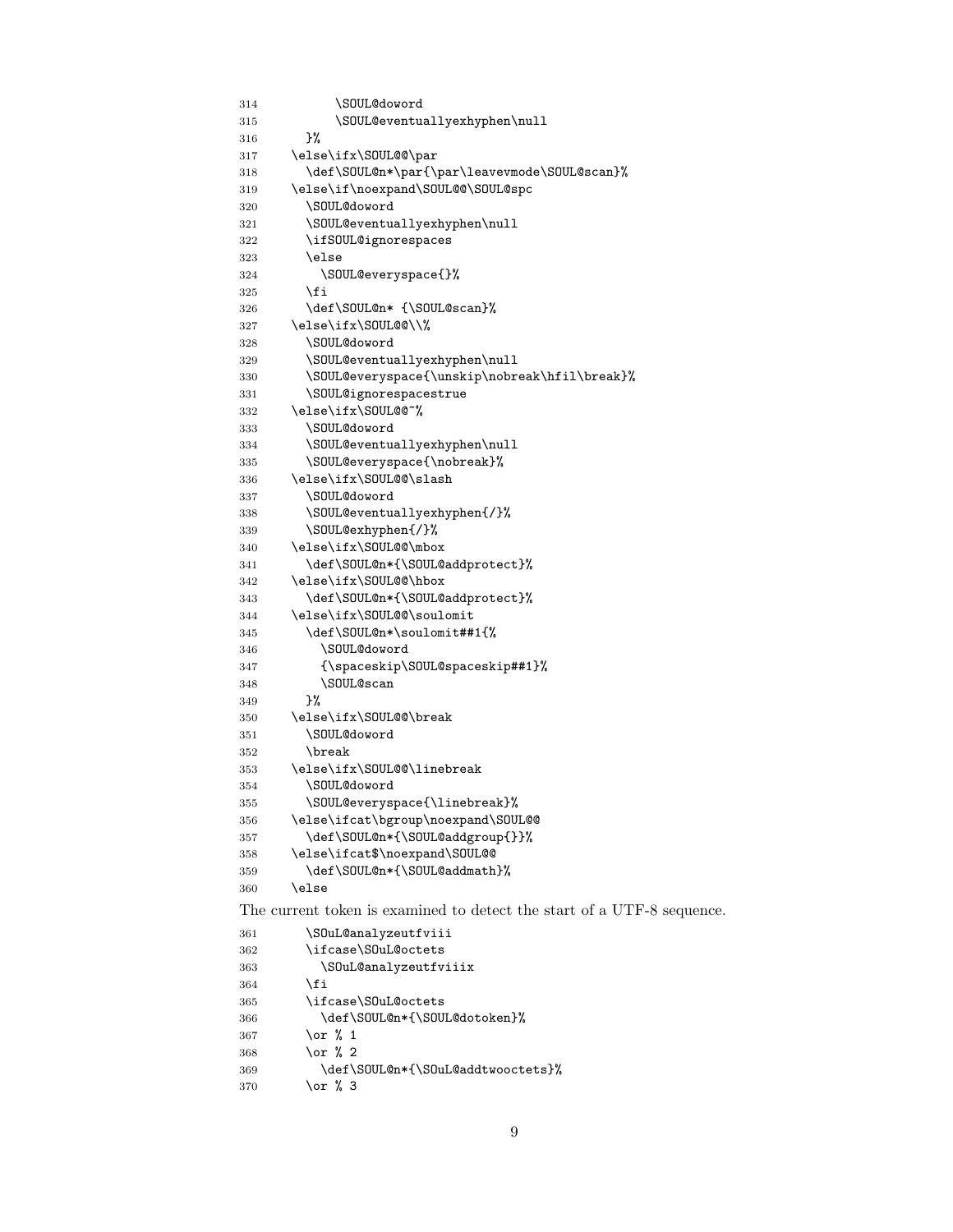```
314         \SOUL@doword
315         \SOUL@eventuallyexhyphen\null
316     }%
317   \else\ifx\SOUL@@\par
318     \def\SOUL@n*\par{\par\leavevmode\SOUL@scan}%
319   \else\if\noexpand\SOUL@@\SOUL@spc
320     \SOUL@doword
321     \SOUL@eventuallyexhyphen\null
322     \ifSOUL@ignorespaces
323     \else
324       \SOUL@everyspace{}%
325     \fi
326     \def\SOUL@n* {\SOUL@scan}%
327   \else\ifx\SOUL@@\\%
328     \SOUL@doword
329     \SOUL@eventuallyexhyphen\null
330     \SOUL@everyspace{\unskip\nobreak\hfil\break}%
331     \SOUL@ignorespacestrue
332   \else\ifx\SOUL@@~%
333     \SOUL@doword
334     \SOUL@eventuallyexhyphen\null
335     \SOUL@everyspace{\nobreak}%
336   \else\ifx\SOUL@@\slash
337     \SOUL@doword
338     \SOUL@eventuallyexhyphen{/}%
339     \SOUL@exhyphen{/}%
340   \else\ifx\SOUL@@\mbox
341     \def\SOUL@n*{\SOUL@addprotect}%
342   \else\ifx\SOUL@@\hbox
343     \def\SOUL@n*{\SOUL@addprotect}%
344   \else\ifx\SOUL@@\soulomit
345     \def\SOUL@n*\soulomit##1{%
346       \SOUL@doword
347       {\spaceskip\SOUL@spaceskip##1}%
348       \SOUL@scan
349     }%
350   \else\ifx\SOUL@@\break
351     \SOUL@doword
352     \break
353   \else\ifx\SOUL@@\linebreak
354     \SOUL@doword
355     \SOUL@everyspace{\linebreak}%
356   \else\ifcat\bgroup\noexpand\SOUL@@
357     \def\SOUL@n*{\SOUL@addgroup{}}%
358   \else\ifcat$\noexpand\SOUL@@
359     \def\SOUL@n*{\SOUL@addmath}%
360   \else
```

The current token is examined to detect the start of a UTF-8 sequence.

```
361     \SOuL@analyzeutfviii
362     \ifcase\SOuL@octets
363       \SOuL@analyzeutfviiix
364     \fi
365     \ifcase\SOuL@octets
366       \def\SOUL@n*{\SOUL@dotoken}%
367     \or % 1
368     \or % 2
369       \def\SOUL@n*{\SOuL@addtwooctets}%
370     \or % 3
```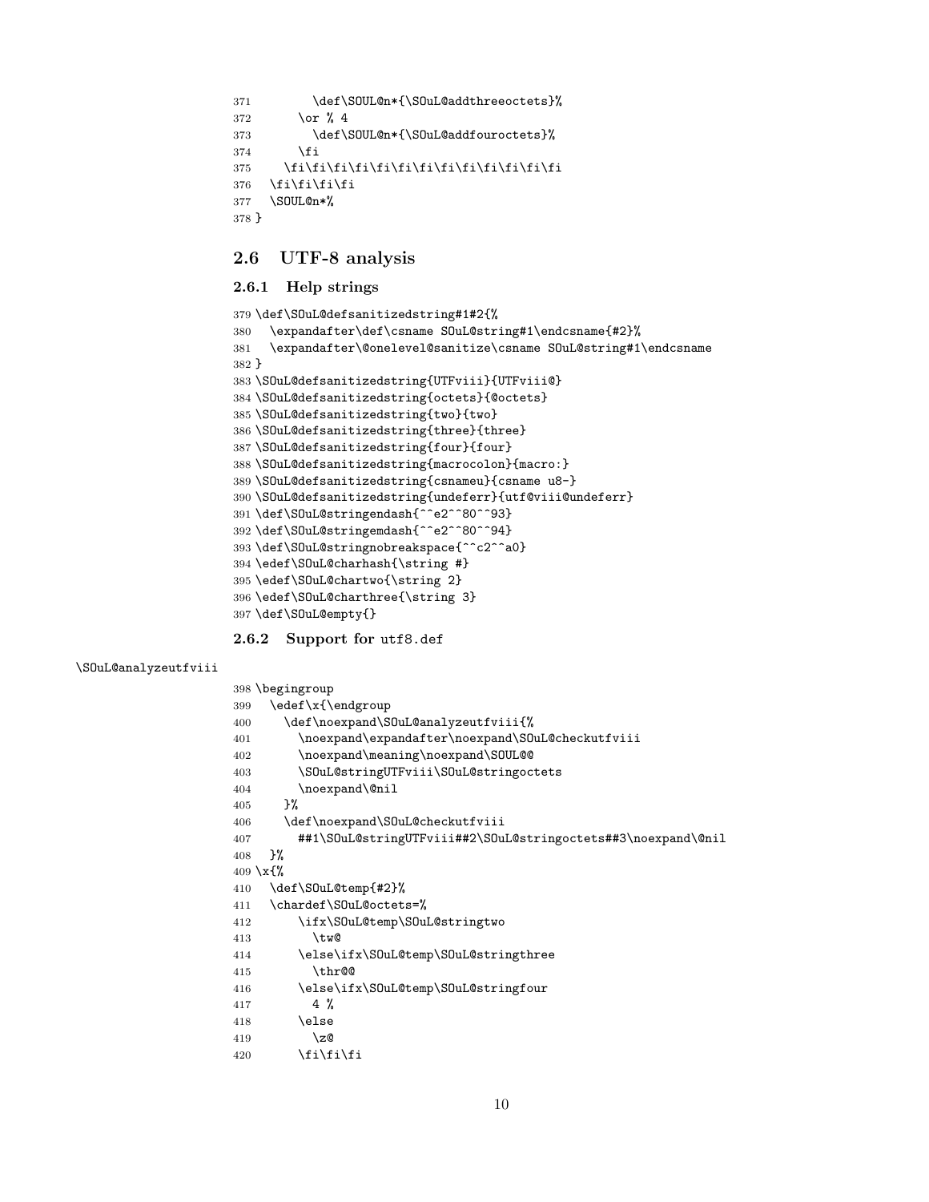```
371         \def\SOUL@n*{\SOuL@addthreeoctets}%
372       \or % 4
373         \def\SOUL@n*{\SOuL@addfouroctets}%
374       \fi
375     \fi\fi\fi\fi\fi\fi\fi\fi\fi\fi\fi\fi\fi
376   \fi\fi\fi\fi
377   \SOUL@n*%
378 }
```

### 2.6 UTF-8 analysis

#### 2.6.1 Help strings

```
379 \def\SOuL@defsanitizedstring#1#2{%
380   \expandafter\def\csname SOuL@string#1\endcsname{#2}%
381   \expandafter\@onelevel@sanitize\csname SOuL@string#1\endcsname
382 }
383 \SOuL@defsanitizedstring{UTFviii}{UTFviii@}
384 \SOuL@defsanitizedstring{octets}{@octets}
385 \SOuL@defsanitizedstring{two}{two}
386 \SOuL@defsanitizedstring{three}{three}
387 \SOuL@defsanitizedstring{four}{four}
388 \SOuL@defsanitizedstring{macrocolon}{macro:}
389 \SOuL@defsanitizedstring{csnameu}{csname u8-}
390 \SOuL@defsanitizedstring{undeferr}{utf@viii@undeferr}
391 \def\SOuL@stringendash{^^e2^^80^^93}
392 \def\SOuL@stringemdash{^^e2^^80^^94}
393 \def\SOuL@stringnobreakspace{^^c2^^a0}
394 \edef\SOuL@charhash{\string #}
395 \edef\SOuL@chartwo{\string 2}
396 \edef\SOuL@charthree{\string 3}
397 \def\SOuL@empty{}
```

#### 2.6.2 Support for utf8.def

\SOuL@analyzeutfviii

```
398 \begingroup
399   \edef\x{\endgroup
400     \def\noexpand\SOuL@analyzeutfviii{%
401       \noexpand\expandafter\noexpand\SOuL@checkutfviii
402       \noexpand\meaning\noexpand\SOUL@@
403       \SOuL@stringUTFviii\SOuL@stringoctets
404       \noexpand\@nil
405     }%
406     \def\noexpand\SOuL@checkutfviii
407       ##1\SOuL@stringUTFviii##2\SOuL@stringoctets##3\noexpand\@nil
408   }%
409 \x{%
410   \def\SOuL@temp{#2}%
411   \chardef\SOuL@octets=%
412       \ifx\SOuL@temp\SOuL@stringtwo
413         \tw@
414       \else\ifx\SOuL@temp\SOuL@stringthree
415         \thr@@
416       \else\ifx\SOuL@temp\SOuL@stringfour
417         4 %
418       \else
419         \z@
420       \fi\fi\fi
```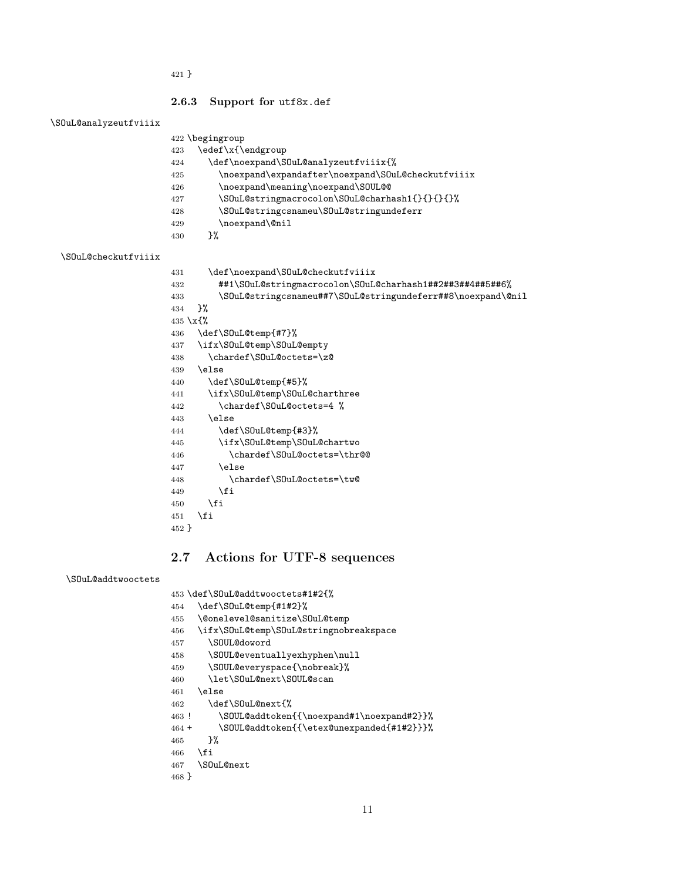```
421 }
```

### 2.6.3 Support for utf8x.def

\SOuL@analyzeutfviiix

```
422 \begingroup
423   \edef\x{\endgroup
424     \def\noexpand\SOuL@analyzeutfviiix{%
425       \noexpand\expandafter\noexpand\SOuL@checkutfviiix
426       \noexpand\meaning\noexpand\SOUL@@
427       \SOuL@stringmacrocolon\SOuL@charhash1{}{}{}{}%
428       \SOuL@stringcsnameu\SOuL@stringundeferr
429       \noexpand\@nil
430     }%
```

\SOuL@checkutfviiix

```
431     \def\noexpand\SOuL@checkutfviiix
432       ##1\SOuL@stringmacrocolon\SOuL@charhash1##2##3##4##5##6%
433       \SOuL@stringcsnameu##7\SOuL@stringundeferr##8\noexpand\@nil
434   }%
435 \x{%
436   \def\SOuL@temp{#7}%
437   \ifx\SOuL@temp\SOuL@empty
438     \chardef\SOuL@octets=\z@
439   \else
440     \def\SOuL@temp{#5}%
441     \ifx\SOuL@temp\SOuL@charthree
442       \chardef\SOuL@octets=4 %
443     \else
444       \def\SOuL@temp{#3}%
445       \ifx\SOuL@temp\SOuL@chartwo
446         \chardef\SOuL@octets=\thr@@
447       \else
448         \chardef\SOuL@octets=\tw@
449       \fi
450     \fi
451   \fi
452 }
```

## 2.7 Actions for UTF-8 sequences

\SOuL@addtwooctets

```
453 \def\SOuL@addtwooctets#1#2{%
454   \def\SOuL@temp{#1#2}%
455   \@onelevel@sanitize\SOuL@temp
456   \ifx\SOuL@temp\SOuL@stringnobreakspace
457     \SOUL@doword
458     \SOUL@eventuallyexhyphen\null
459     \SOUL@everyspace{\nobreak}%
460     \let\SOuL@next\SOUL@scan
461   \else
462     \def\SOuL@next{%
463 !     \SOUL@addtoken{{\noexpand#1\noexpand#2}}%
464 +     \SOUL@addtoken{{\etex@unexpanded{#1#2}}}%
465     }%
466   \fi
467   \SOuL@next
468 }
```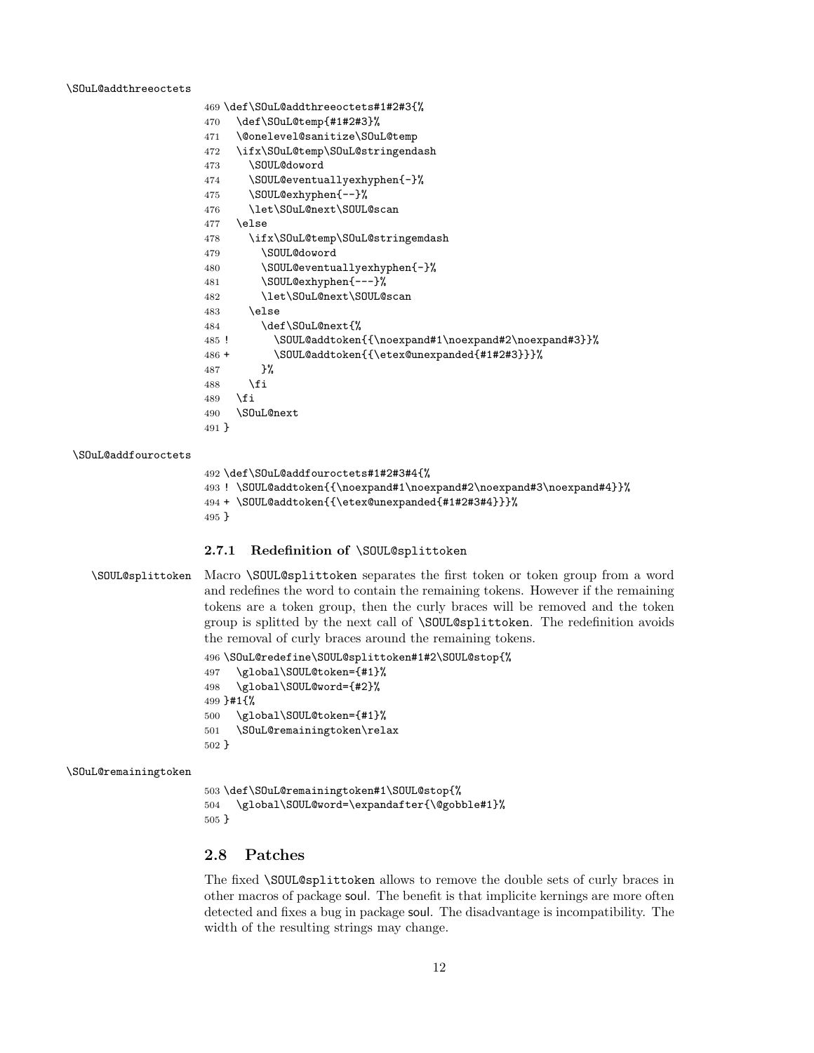\SOuL@addthreeoctets

```
469 \def\SOuL@addthreeoctets#1#2#3{%
470   \def\SOuL@temp{#1#2#3}%
471   \@onelevel@sanitize\SOuL@temp
472   \ifx\SOuL@temp\SOuL@stringendash
473     \SOUL@doword
474     \SOUL@eventuallyexhyphen{-}%
475     \SOUL@exhyphen{--}%
476     \let\SOuL@next\SOUL@scan
477   \else
478     \ifx\SOuL@temp\SOuL@stringemdash
479       \SOUL@doword
480       \SOUL@eventuallyexhyphen{-}%
481       \SOUL@exhyphen{---}%
482       \let\SOuL@next\SOUL@scan
483     \else
484       \def\SOuL@next{%
485 !         \SOUL@addtoken{{\noexpand#1\noexpand#2\noexpand#3}}%
486 +         \SOUL@addtoken{{\etex@unexpanded{#1#2#3}}}%
487       }%
488     \fi
489   \fi
490   \SOuL@next
491 }
```

\SOuL@addfouroctets

```
492 \def\SOuL@addfouroctets#1#2#3#4{%
493 ! \SOUL@addtoken{{\noexpand#1\noexpand#2\noexpand#3\noexpand#4}}%
494 + \SOUL@addtoken{{\etex@unexpanded{#1#2#3#4}}}%
495 }
```

### 2.7.1 Redefinition of \SOUL@splittoken

\SOUL@splittoken Macro \SOUL@splittoken separates the first token or token group from a word and redefines the word to contain the remaining tokens. However if the remaining tokens are a token group, then the curly braces will be removed and the token group is splitted by the next call of \SOUL@splittoken. The redefinition avoids the removal of curly braces around the remaining tokens.

```
496 \SOuL@redefine\SOUL@splittoken#1#2\SOUL@stop{%
497   \global\SOUL@token={#1}%
498   \global\SOUL@word={#2}%
499 }#1{%
500   \global\SOUL@token={#1}%
501   \SOuL@remainingtoken\relax
502 }
```

\SOuL@remainingtoken

```
503 \def\SOuL@remainingtoken#1\SOUL@stop{%
504   \global\SOUL@word=\expandafter{\@gobble#1}%
505 }
```

## 2.8 Patches

The fixed \SOUL@splittoken allows to remove the double sets of curly braces in other macros of package soul. The benefit is that implicite kernings are more often detected and fixes a bug in package soul. The disadvantage is incompatibility. The width of the resulting strings may change.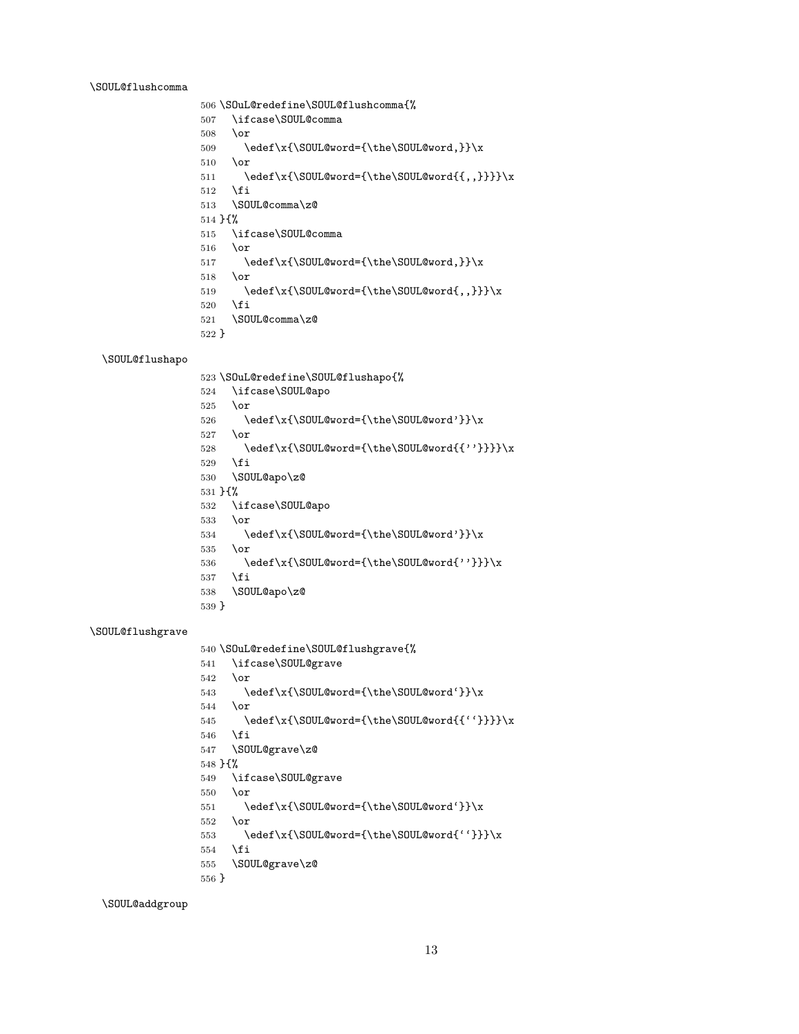\SOUL@flushcomma

```
506 \SOuL@redefine\SOUL@flushcomma{%
507   \ifcase\SOUL@comma
508   \or
509     \edef\x{\SOUL@word={\the\SOUL@word,}}\x
510   \or
511     \edef\x{\SOUL@word={\the\SOUL@word{{,,}}}}\x
512   \fi
513   \SOUL@comma\z@
514 }{%
515   \ifcase\SOUL@comma
516   \or
517     \edef\x{\SOUL@word={\the\SOUL@word,}}\x
518   \or
519     \edef\x{\SOUL@word={\the\SOUL@word{,,}}}\x
520   \fi
521   \SOUL@comma\z@
522 }
```

\SOUL@flushapo

```
523 \SOuL@redefine\SOUL@flushapo{%
524   \ifcase\SOUL@apo
525   \or
526     \edef\x{\SOUL@word={\the\SOUL@word'}}\x
527   \or
528     \edef\x{\SOUL@word={\the\SOUL@word{{''}}}}\x
529   \fi
530   \SOUL@apo\z@
531 }{%
532   \ifcase\SOUL@apo
533   \or
534     \edef\x{\SOUL@word={\the\SOUL@word'}}\x
535   \or
536     \edef\x{\SOUL@word={\the\SOUL@word{''}}}\x
537   \fi
538   \SOUL@apo\z@
539 }
```

\SOUL@flushgrave

```
540 \SOuL@redefine\SOUL@flushgrave{%
541   \ifcase\SOUL@grave
542   \or
543     \edef\x{\SOUL@word={\the\SOUL@word`}}\x
544   \or
545     \edef\x{\SOUL@word={\the\SOUL@word{{``}}}}\x
546   \fi
547   \SOUL@grave\z@
548 }{%
549   \ifcase\SOUL@grave
550   \or
551     \edef\x{\SOUL@word={\the\SOUL@word`}}\x
552   \or
553     \edef\x{\SOUL@word={\the\SOUL@word{``}}}\x
554   \fi
555   \SOUL@grave\z@
556 }
```

\SOUL@addgroup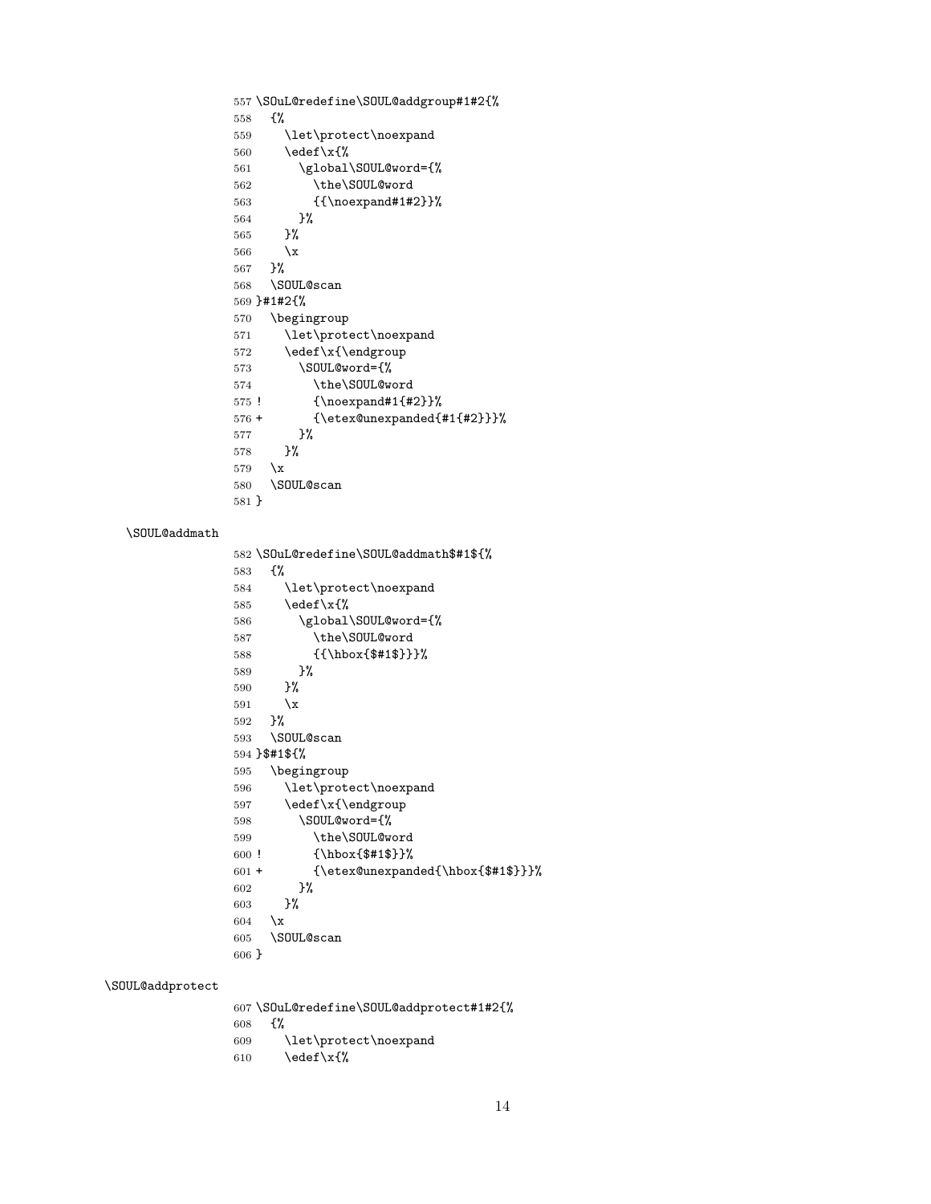```
557 \SOuL@redefine\SOUL@addgroup#1#2{%
558   {%
559     \let\protect\noexpand
560     \edef\x{%
561       \global\SOUL@word={%
562         \the\SOUL@word
563         {{\noexpand#1#2}}%
564       }%
565     }%
566     \x
567   }%
568   \SOUL@scan
569 }#1#2{%
570   \begingroup
571     \let\protect\noexpand
572     \edef\x{\endgroup
573       \SOUL@word={%
574         \the\SOUL@word
575 !       {\noexpand#1{#2}}%
576 +       {\etex@unexpanded{#1{#2}}}%
577       }%
578     }%
579   \x
580   \SOUL@scan
581 }
```

\SOUL@addmath

```
582 \SOuL@redefine\SOUL@addmath$#1${%
583   {%
584     \let\protect\noexpand
585     \edef\x{%
586       \global\SOUL@word={%
587         \the\SOUL@word
588         {{\hbox{$#1$}}}%
589       }%
590     }%
591     \x
592   }%
593   \SOUL@scan
594 }$#1${%
595   \begingroup
596     \let\protect\noexpand
597     \edef\x{\endgroup
598       \SOUL@word={%
599         \the\SOUL@word
600 !       {\hbox{$#1$}}%
601 +       {\etex@unexpanded{\hbox{$#1$}}}%
602       }%
603     }%
604   \x
605   \SOUL@scan
606 }
```

\SOUL@addprotect

```
607 \SOuL@redefine\SOUL@addprotect#1#2{%
608   {%
609     \let\protect\noexpand
610     \edef\x{%
```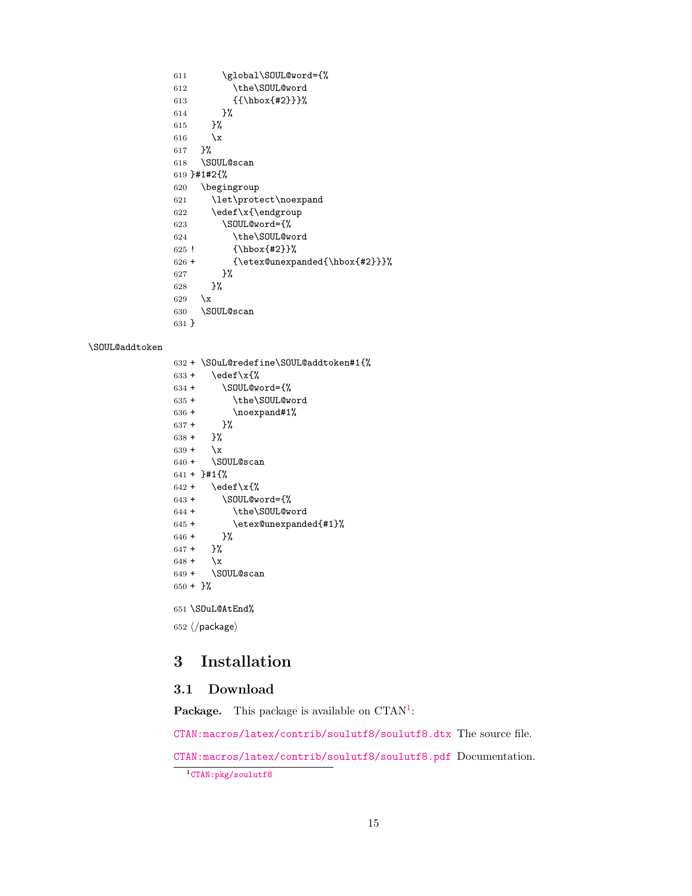```
611       \global\SOUL@word={%
612         \the\SOUL@word
613         {{\hbox{#2}}}%
614       }%
615     }%
616     \x
617   }%
618   \SOUL@scan
619 }#1#2{%
620   \begingroup
621     \let\protect\noexpand
622     \edef\x{\endgroup
623       \SOUL@word={%
624         \the\SOUL@word
625 !       {\hbox{#2}}%
626 +       {\etex@unexpanded{\hbox{#2}}}%
627       }%
628     }%
629   \x
630   \SOUL@scan
631 }
```

\SOUL@addtoken

```
632 + \SOuL@redefine\SOUL@addtoken#1{%
633 +   \edef\x{%
634 +     \SOUL@word={%
635 +       \the\SOUL@word
636 +       \noexpand#1%
637 +     }%
638 +   }%
639 +   \x
640 +   \SOUL@scan
641 + }#1{%
642 +   \edef\x{%
643 +     \SOUL@word={%
644 +       \the\SOUL@word
645 +       \etex@unexpanded{#1}%
646 +     }%
647 +   }%
648 +   \x
649 +   \SOUL@scan
650 + }%
```

```
651 \SOuL@AtEnd%
```

```
652 </package>
```

# 3 Installation

## 3.1 Download

**Package.** This package is available on CTAN[1]:

CTAN:macros/latex/contrib/soulutf8/soulutf8.dtx The source file.

CTAN:macros/latex/contrib/soulutf8/soulutf8.pdf Documentation.

[1] CTAN:pkg/soulutf8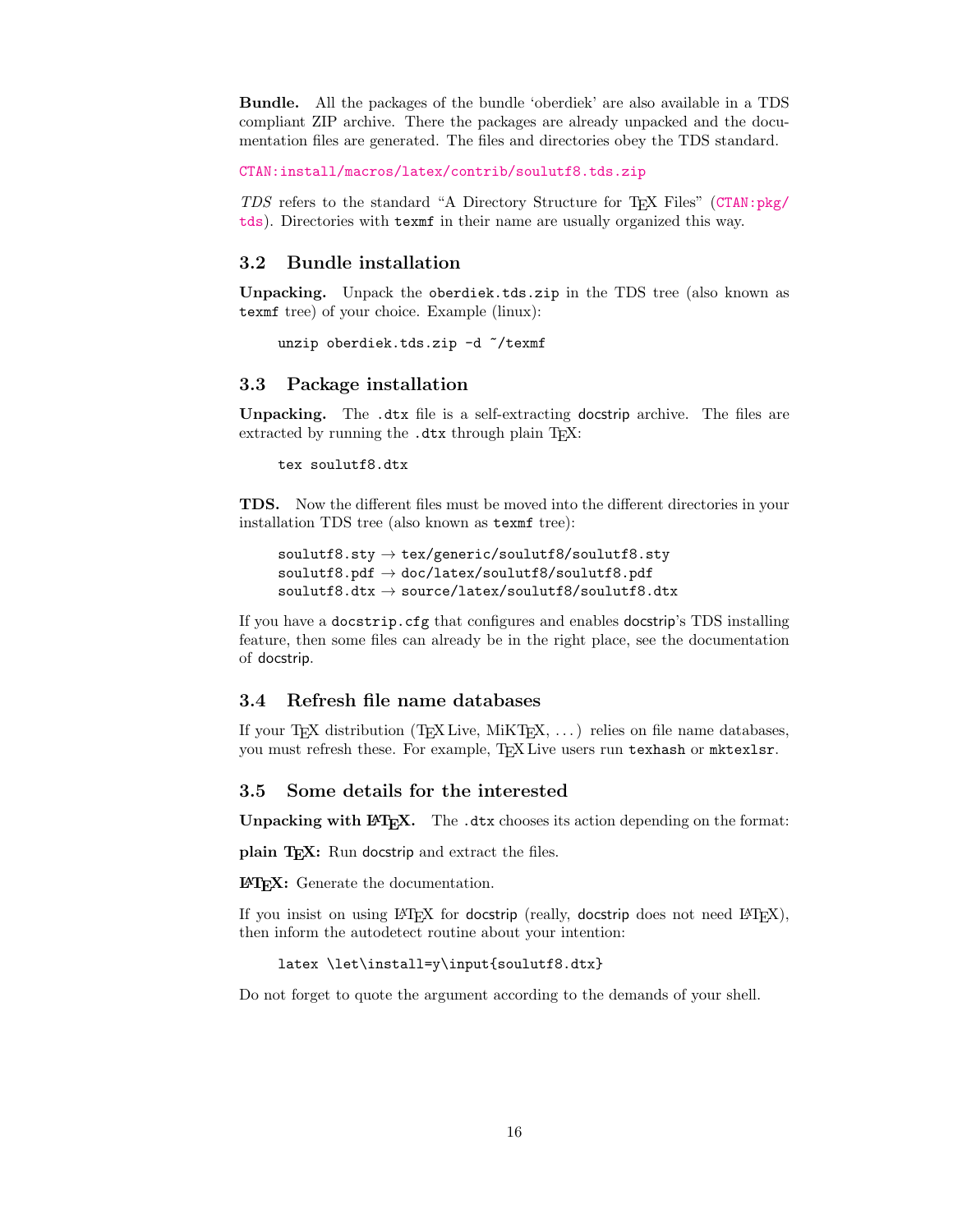**Bundle.** All the packages of the bundle 'oberdiek' are also available in a TDS compliant ZIP archive. There the packages are already unpacked and the documentation files are generated. The files and directories obey the TDS standard.

CTAN:install/macros/latex/contrib/soulutf8.tds.zip

*TDS* refers to the standard "A Directory Structure for TEX Files" (CTAN:pkg/tds). Directories with `texmf` in their name are usually organized this way.

## 3.2 Bundle installation

**Unpacking.** Unpack the `oberdiek.tds.zip` in the TDS tree (also known as `texmf` tree) of your choice. Example (linux):

```
unzip oberdiek.tds.zip -d ~/texmf
```

## 3.3 Package installation

**Unpacking.** The `.dtx` file is a self-extracting docstrip archive. The files are extracted by running the `.dtx` through plain TEX:

```
tex soulutf8.dtx
```

**TDS.** Now the different files must be moved into the different directories in your installation TDS tree (also known as `texmf` tree):

```
soulutf8.sty → tex/generic/soulutf8/soulutf8.sty
soulutf8.pdf → doc/latex/soulutf8/soulutf8.pdf
soulutf8.dtx → source/latex/soulutf8/soulutf8.dtx
```

If you have a `docstrip.cfg` that configures and enables docstrip's TDS installing feature, then some files can already be in the right place, see the documentation of docstrip.

## 3.4 Refresh file name databases

If your TEX distribution (TEX Live, MiKTEX, ...) relies on file name databases, you must refresh these. For example, TEX Live users run `texhash` or `mktexlsr`.

## 3.5 Some details for the interested

**Unpacking with LATEX.** The `.dtx` chooses its action depending on the format:

**plain TEX:** Run docstrip and extract the files.

**LATEX:** Generate the documentation.

If you insist on using LATEX for docstrip (really, docstrip does not need LATEX), then inform the autodetect routine about your intention:

```
latex \let\install=y\input{soulutf8.dtx}
```

Do not forget to quote the argument according to the demands of your shell.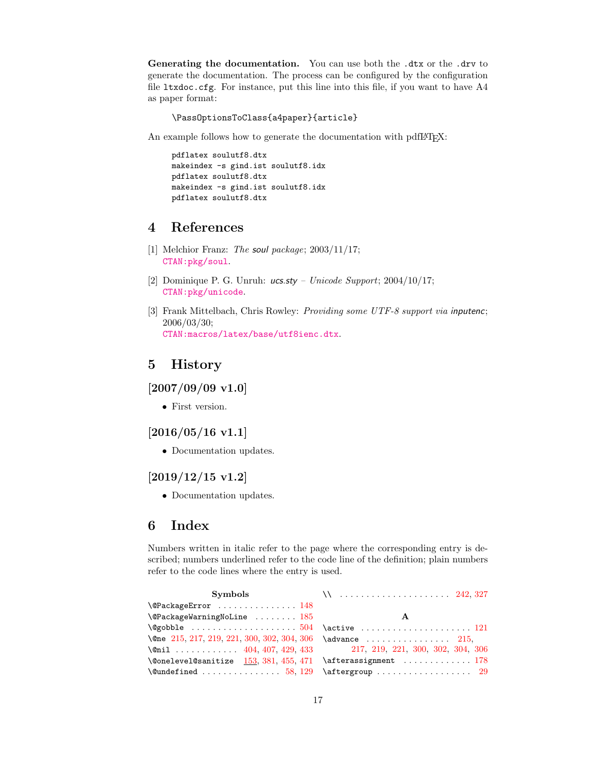**Generating the documentation.** You can use both the `.dtx` or the `.drv` to generate the documentation. The process can be configured by the configuration file `ltxdoc.cfg`. For instance, put this line into this file, if you want to have A4 as paper format:

```
\PassOptionsToClass{a4paper}{article}
```

An example follows how to generate the documentation with pdfLaTeX:

```
pdflatex soulutf8.dtx
makeindex -s gind.ist soulutf8.idx
pdflatex soulutf8.dtx
makeindex -s gind.ist soulutf8.idx
pdflatex soulutf8.dtx
```

# 4 References

[1] Melchior Franz: *The soul package*; 2003/11/17;
CTAN:pkg/soul.

[2] Dominique P. G. Unruh: *ucs.sty – Unicode Support*; 2004/10/17;
CTAN:pkg/unicode.

[3] Frank Mittelbach, Chris Rowley: *Providing some UTF-8 support via inputenc*; 2006/03/30;
CTAN:macros/latex/base/utf8ienc.dtx.

# 5 History

## [2007/09/09 v1.0]

- First version.

## [2016/05/16 v1.1]

- Documentation updates.

## [2019/12/15 v1.2]

- Documentation updates.

# 6 Index

Numbers written in italic refer to the page where the corresponding entry is described; numbers underlined refer to the code line of the definition; plain numbers refer to the code lines where the entry is used.

**Symbols**

- `\@PackageError` . . . 148
- `\@PackageWarningNoLine` . . . 185
- `\@gobble` . . . 504
- `\@ne` 215, 217, 219, 221, 300, 302, 304, 306
- `\@nil` . . . 404, 407, 429, 433
- `\@onelevel@sanitize` 153, 381, 455, 471
- `\@undefined` . . . 58, 129
- `\\` . . . 242, 327

**A**

- `\active` . . . 121
- `\advance` . . . 215, 217, 219, 221, 300, 302, 304, 306
- `\afterassignment` . . . 178
- `\aftergroup` . . . 29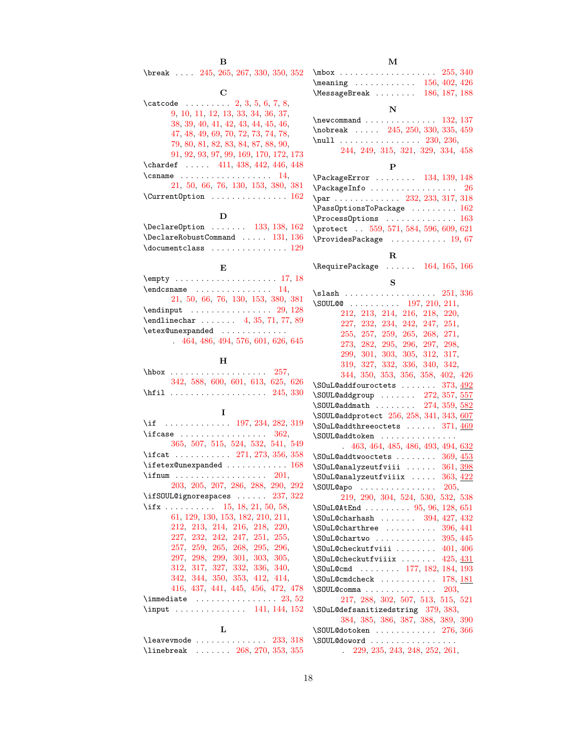**B**

\break . . . . 245, 265, 267, 330, 350, 352

**C**

\catcode . . . . . . . . . 2, 3, 5, 6, 7, 8, 9, 10, 11, 12, 13, 33, 34, 36, 37, 38, 39, 40, 41, 42, 43, 44, 45, 46, 47, 48, 49, 69, 70, 72, 73, 74, 78, 79, 80, 81, 82, 83, 84, 87, 88, 90, 91, 92, 93, 97, 99, 169, 170, 172, 173

\chardef . . . . . 411, 438, 442, 446, 448

\csname . . . . . . . . . . . . . . . . . . 14, 21, 50, 66, 76, 130, 153, 380, 381

\CurrentOption . . . . . . . . . . . . . . . 162

**D**

\DeclareOption . . . . . . . 133, 138, 162

\DeclareRobustCommand . . . . . 131, 136

\documentclass . . . . . . . . . . . . . . . 129

**E**

\empty . . . . . . . . . . . . . . . . . . . . 17, 18

\endcsname . . . . . . . . . . . . . . . 14, 21, 50, 66, 76, 130, 153, 380, 381

\endinput . . . . . . . . . . . . . . . . 29, 128

\endlinechar . . . . . . . 4, 35, 71, 77, 89

\etex@unexpanded . . . . . . . . . . . . . 464, 486, 494, 576, 601, 626, 645

**H**

\hbox . . . . . . . . . . . . . . . . . . . 257, 342, 588, 600, 601, 613, 625, 626

\hfil . . . . . . . . . . . . . . . . . . . 245, 330

**I**

\if . . . . . . . . . . . . . 197, 234, 282, 319

\ifcase . . . . . . . . . . . . . . . . . 362, 365, 507, 515, 524, 532, 541, 549

\ifcat . . . . . . . . . . . 271, 273, 356, 358

\ifetex@unexpanded . . . . . . . . . . . . 168

\ifnum . . . . . . . . . . . . . . . . . . 201, 203, 205, 207, 286, 288, 290, 292

\ifSOUL@ignorespaces . . . . . . 237, 322

\ifx . . . . . . . . . . 15, 18, 21, 50, 58, 61, 129, 130, 153, 182, 210, 211, 212, 213, 214, 216, 218, 220, 227, 232, 242, 247, 251, 255, 257, 259, 265, 268, 295, 296, 297, 298, 299, 301, 303, 305, 312, 317, 327, 332, 336, 340, 342, 344, 350, 353, 412, 414, 416, 437, 441, 445, 456, 472, 478

\immediate . . . . . . . . . . . . . . . . 23, 52

\input . . . . . . . . . . . . . 141, 144, 152

**L**

\leavevmode . . . . . . . . . . . . . 233, 318

\linebreak . . . . . . . 268, 270, 353, 355

**M**

\mbox . . . . . . . . . . . . . . . . . . . 255, 340

\meaning . . . . . . . . . . . . 156, 402, 426

\MessageBreak . . . . . . . . 186, 187, 188

**N**

\newcommand . . . . . . . . . . . . . . 132, 137

\nobreak . . . . . 245, 250, 330, 335, 459

\null . . . . . . . . . . . . . . . . 230, 236, 244, 249, 315, 321, 329, 334, 458

**P**

\PackageError . . . . . . . . 134, 139, 148

\PackageInfo . . . . . . . . . . . . . . . . . 26

\par . . . . . . . . . . . . . 232, 233, 317, 318

\PassOptionsToPackage . . . . . . . . . 162

\ProcessOptions . . . . . . . . . . . . . . 163

\protect . . 559, 571, 584, 596, 609, 621

\ProvidesPackage . . . . . . . . . . . 19, 67

**R**

\RequirePackage . . . . . . 164, 165, 166

**S**

\slash . . . . . . . . . . . . . . . . . . 251, 336

\SOUL@@ . . . . . . . . . . 197, 210, 211, 212, 213, 214, 216, 218, 220, 227, 232, 234, 242, 247, 251, 255, 257, 259, 265, 268, 271, 273, 282, 295, 296, 297, 298, 299, 301, 303, 305, 312, 317, 319, 327, 332, 336, 340, 342, 344, 350, 353, 356, 358, 402, 426

\SOuL@addfouroctets . . . . . . . 373, 492

\SOUL@addgroup . . . . . . . 272, 357, 557

\SOUL@addmath . . . . . . . . 274, 359, 582

\SOUL@addprotect 256, 258, 341, 343, 607

\SOuL@addthreeoctets . . . . . . 371, 469

\SOUL@addtoken . . . . . . . . . . . . . . . 463, 464, 485, 486, 493, 494, 632

\SOuL@addtwooctets . . . . . . . . 369, 453

\SOuL@analyzeutfviii . . . . . . 361, 398

\SOuL@analyzeutfviiix . . . . . 363, 422

\SOUL@apo . . . . . . . . . . . . . . . 205, 219, 290, 304, 524, 530, 532, 538

\SOuL@AtEnd . . . . . . . . . 95, 96, 128, 651

\SOuL@charhash . . . . . . . 394, 427, 432

\SOuL@charthree . . . . . . . . . . 396, 441

\SOuL@chartwo . . . . . . . . . . . 395, 445

\SOuL@checkutfviii . . . . . . . . 401, 406

\SOuL@checkutfviiix . . . . . . . 425, 431

\SOuL@cmd . . . . . . . . 177, 182, 184, 193

\SOuL@cmdcheck . . . . . . . . . . . 178, 181

\SOUL@comma . . . . . . . . . . . . . 203, 217, 288, 302, 507, 513, 515, 521

\SOuL@defsanitizedstring 379, 383, 384, 385, 386, 387, 388, 389, 390

\SOUL@dotoken . . . . . . . . . . . . 276, 366

\SOUL@doword . . . . . . . . . . . . . . . . . 229, 235, 243, 248, 252, 261,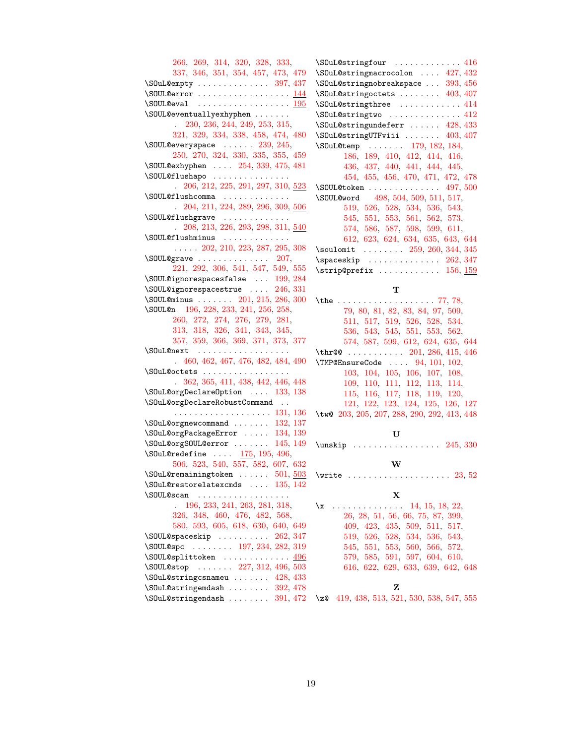266, 269, 314, 320, 328, 333, 337, 346, 351, 354, 457, 473, 479
\SOuL@empty . . . . . . . . . . . . . . 397, 437
\SOUL@error . . . . . . . . . . . . . . . . . . 144
\SOUL@eval . . . . . . . . . . . . . . . . . . 195
\SOUL@eventuallyexhyphen . . . . . . . 230, 236, 244, 249, 253, 315, 321, 329, 334, 338, 458, 474, 480
\SOUL@everyspace . . . . . . 239, 245, 250, 270, 324, 330, 335, 355, 459
\SOUL@exhyphen . . . . 254, 339, 475, 481
\SOUL@flushapo . . . . . . . . . . . . . . . 206, 212, 225, 291, 297, 310, 523
\SOUL@flushcomma . . . . . . . . . . . . . 204, 211, 224, 289, 296, 309, 506
\SOUL@flushgrave . . . . . . . . . . . . . 208, 213, 226, 293, 298, 311, 540
\SOUL@flushminus . . . . . . . . . . . . . . . . . 202, 210, 223, 287, 295, 308
\SOUL@grave . . . . . . . . . . . . . . 207, 221, 292, 306, 541, 547, 549, 555
\SOUL@ignorespacesfalse . . . 199, 284
\SOUL@ignorespacestrue . . . . 246, 331
\SOUL@minus . . . . . . . 201, 215, 286, 300
\SOUL@n 196, 228, 233, 241, 256, 258, 260, 272, 274, 276, 279, 281, 313, 318, 326, 341, 343, 345, 357, 359, 366, 369, 371, 373, 377
\SOuL@next . . . . . . . . . . . . . . . . . . 460, 462, 467, 476, 482, 484, 490
\SOuL@octets . . . . . . . . . . . . . . . . . 362, 365, 411, 438, 442, 446, 448
\SOuL@orgDeclareOption . . . . 133, 138
\SOuL@orgDeclareRobustCommand . . . . . . . . . . . . . . . . . . . . . 131, 136
\SOuL@orgnewcommand . . . . . . . 132, 137
\SOuL@orgPackageError . . . . . 134, 139
\SOuL@orgSOUL@error . . . . . . . 145, 149
\SOuL@redefine . . . . 175, 195, 496, 506, 523, 540, 557, 582, 607, 632
\SOuL@remainingtoken . . . . . . 501, 503
\SOuL@restorelatexcmds . . . . 135, 142
\SOUL@scan . . . . . . . . . . . . . . . . . . 196, 233, 241, 263, 281, 318, 326, 348, 460, 476, 482, 568, 580, 593, 605, 618, 630, 640, 649
\SOUL@spaceskip . . . . . . . . . . 262, 347
\SOUL@spc . . . . . . . . 197, 234, 282, 319
\SOUL@splittoken . . . . . . . . . . . . . 496
\SOUL@stop . . . . . . . 227, 312, 496, 503
\SOuL@stringcsnameu . . . . . . . 428, 433
\SOuL@stringemdash . . . . . . . . 392, 478
\SOuL@stringendash . . . . . . . . 391, 472
\SOuL@stringfour . . . . . . . . . . . . . 416
\SOuL@stringmacrocolon . . . . 427, 432
\SOuL@stringnobreakspace . . . 393, 456
\SOuL@stringoctets . . . . . . . . 403, 407
\SOuL@stringthree . . . . . . . . . . . . 414
\SOuL@stringtwo . . . . . . . . . . . . . . 412
\SOuL@stringundeferr . . . . . . 428, 433
\SOuL@stringUTFviii . . . . . . . 403, 407
\SOuL@temp . . . . . . . 179, 182, 184, 186, 189, 410, 412, 414, 416, 436, 437, 440, 441, 444, 445, 454, 455, 456, 470, 471, 472, 478
\SOUL@token . . . . . . . . . . . . . . 497, 500
\SOUL@word 498, 504, 509, 511, 517, 519, 526, 528, 534, 536, 543, 545, 551, 553, 561, 562, 573, 574, 586, 587, 598, 599, 611, 612, 623, 624, 634, 635, 643, 644
\soulomit . . . . . . . . 259, 260, 344, 345
\spaceskip . . . . . . . . . . . . . . 262, 347
\strip@prefix . . . . . . . . . . . . 156, 159

**T**

\the . . . . . . . . . . . . . . . . . . . 77, 78, 79, 80, 81, 82, 83, 84, 97, 509, 511, 517, 519, 526, 528, 534, 536, 543, 545, 551, 553, 562, 574, 587, 599, 612, 624, 635, 644
\thr@@ . . . . . . . . . . . 201, 286, 415, 446
\TMP@EnsureCode . . . . 94, 101, 102, 103, 104, 105, 106, 107, 108, 109, 110, 111, 112, 113, 114, 115, 116, 117, 118, 119, 120, 121, 122, 123, 124, 125, 126, 127
\tw@ 203, 205, 207, 288, 290, 292, 413, 448

**U**

\unskip . . . . . . . . . . . . . . . . . 245, 330

**W**

\write . . . . . . . . . . . . . . . . . . . . 23, 52

**X**

\x . . . . . . . . . . . . . . 14, 15, 18, 22, 26, 28, 51, 56, 66, 75, 87, 399, 409, 423, 435, 509, 511, 517, 519, 526, 528, 534, 536, 543, 545, 551, 553, 560, 566, 572, 579, 585, 591, 597, 604, 610, 616, 622, 629, 633, 639, 642, 648

**Z**

\z@ 419, 438, 513, 521, 530, 538, 547, 555